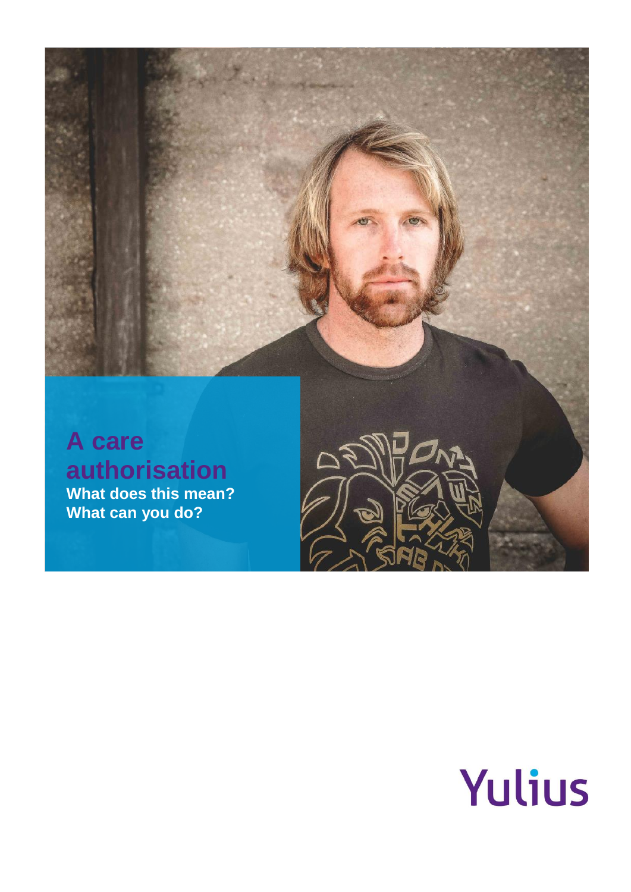# A care authorisation

**What does this mean?**
**What can you do?**

Yulius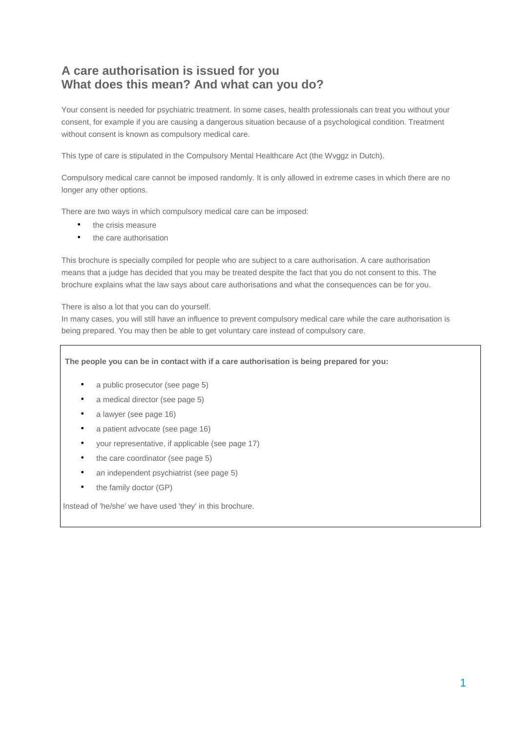# A care authorisation is issued for you
# What does this mean? And what can you do?

Your consent is needed for psychiatric treatment. In some cases, health professionals can treat you without your consent, for example if you are causing a dangerous situation because of a psychological condition. Treatment without consent is known as compulsory medical care.

This type of care is stipulated in the Compulsory Mental Healthcare Act (the Wvggz in Dutch).

Compulsory medical care cannot be imposed randomly. It is only allowed in extreme cases in which there are no longer any other options.

There are two ways in which compulsory medical care can be imposed:

- the crisis measure
- the care authorisation

This brochure is specially compiled for people who are subject to a care authorisation. A care authorisation means that a judge has decided that you may be treated despite the fact that you do not consent to this. The brochure explains what the law says about care authorisations and what the consequences can be for you.

There is also a lot that you can do yourself.
In many cases, you will still have an influence to prevent compulsory medical care while the care authorisation is being prepared. You may then be able to get voluntary care instead of compulsory care.

**The people you can be in contact with if a care authorisation is being prepared for you:**

- a public prosecutor (see page 5)
- a medical director (see page 5)
- a lawyer (see page 16)
- a patient advocate (see page 16)
- your representative, if applicable (see page 17)
- the care coordinator (see page 5)
- an independent psychiatrist (see page 5)
- the family doctor (GP)

Instead of 'he/she' we have used 'they' in this brochure.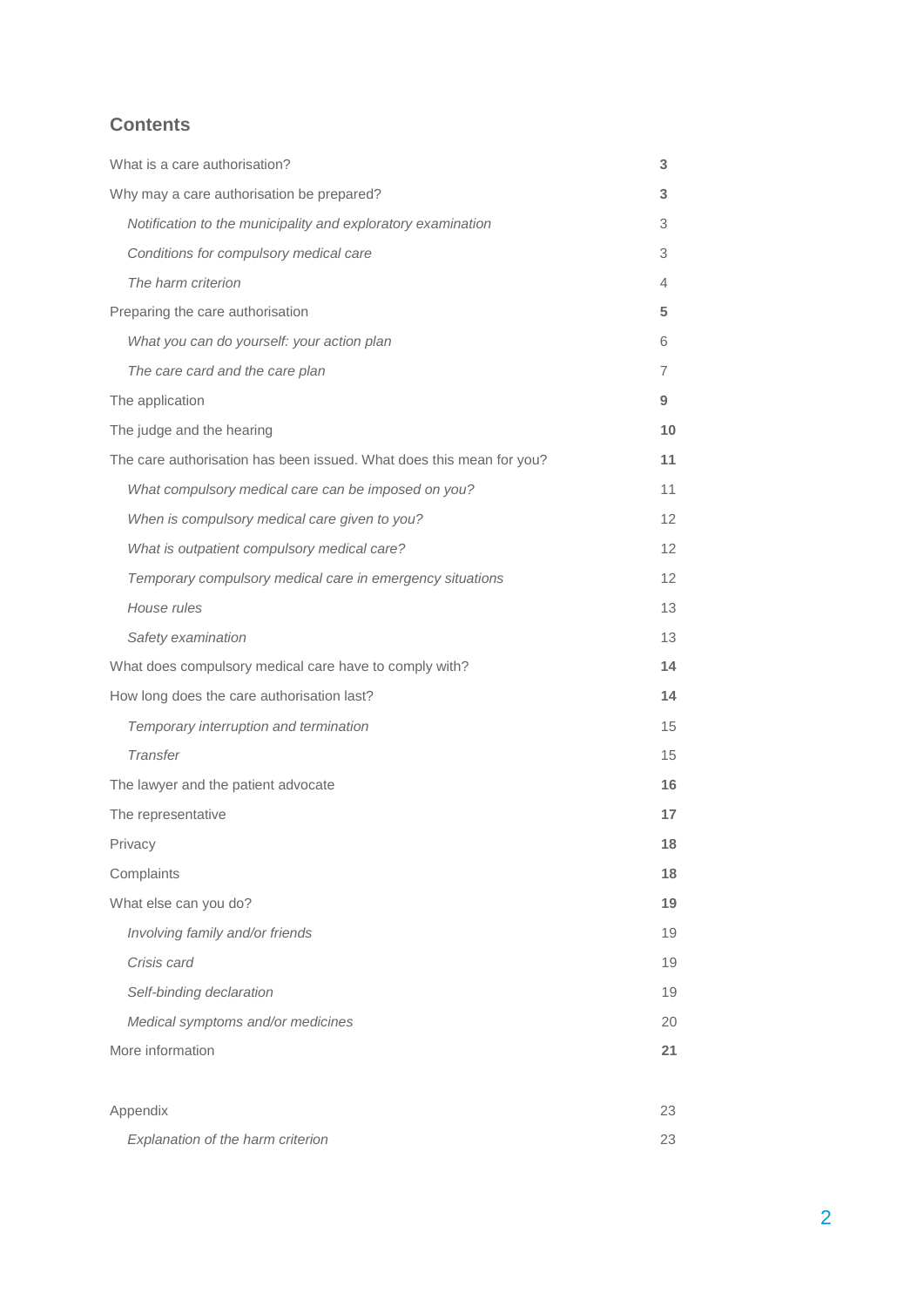## Contents

| | |
|---|---|
| What is a care authorisation? | **3** |
| Why may a care authorisation be prepared? | **3** |
| *Notification to the municipality and exploratory examination* | 3 |
| *Conditions for compulsory medical care* | 3 |
| *The harm criterion* | 4 |
| Preparing the care authorisation | **5** |
| *What you can do yourself: your action plan* | 6 |
| *The care card and the care plan* | 7 |
| The application | **9** |
| The judge and the hearing | **10** |
| The care authorisation has been issued. What does this mean for you? | **11** |
| *What compulsory medical care can be imposed on you?* | 11 |
| *When is compulsory medical care given to you?* | 12 |
| *What is outpatient compulsory medical care?* | 12 |
| *Temporary compulsory medical care in emergency situations* | 12 |
| *House rules* | 13 |
| *Safety examination* | 13 |
| What does compulsory medical care have to comply with? | **14** |
| How long does the care authorisation last? | **14** |
| *Temporary interruption and termination* | 15 |
| *Transfer* | 15 |
| The lawyer and the patient advocate | **16** |
| The representative | **17** |
| Privacy | **18** |
| Complaints | **18** |
| What else can you do? | **19** |
| *Involving family and/or friends* | 19 |
| *Crisis card* | 19 |
| *Self-binding declaration* | 19 |
| *Medical symptoms and/or medicines* | 20 |
| More information | **21** |
| | |
| Appendix | 23 |
| *Explanation of the harm criterion* | 23 |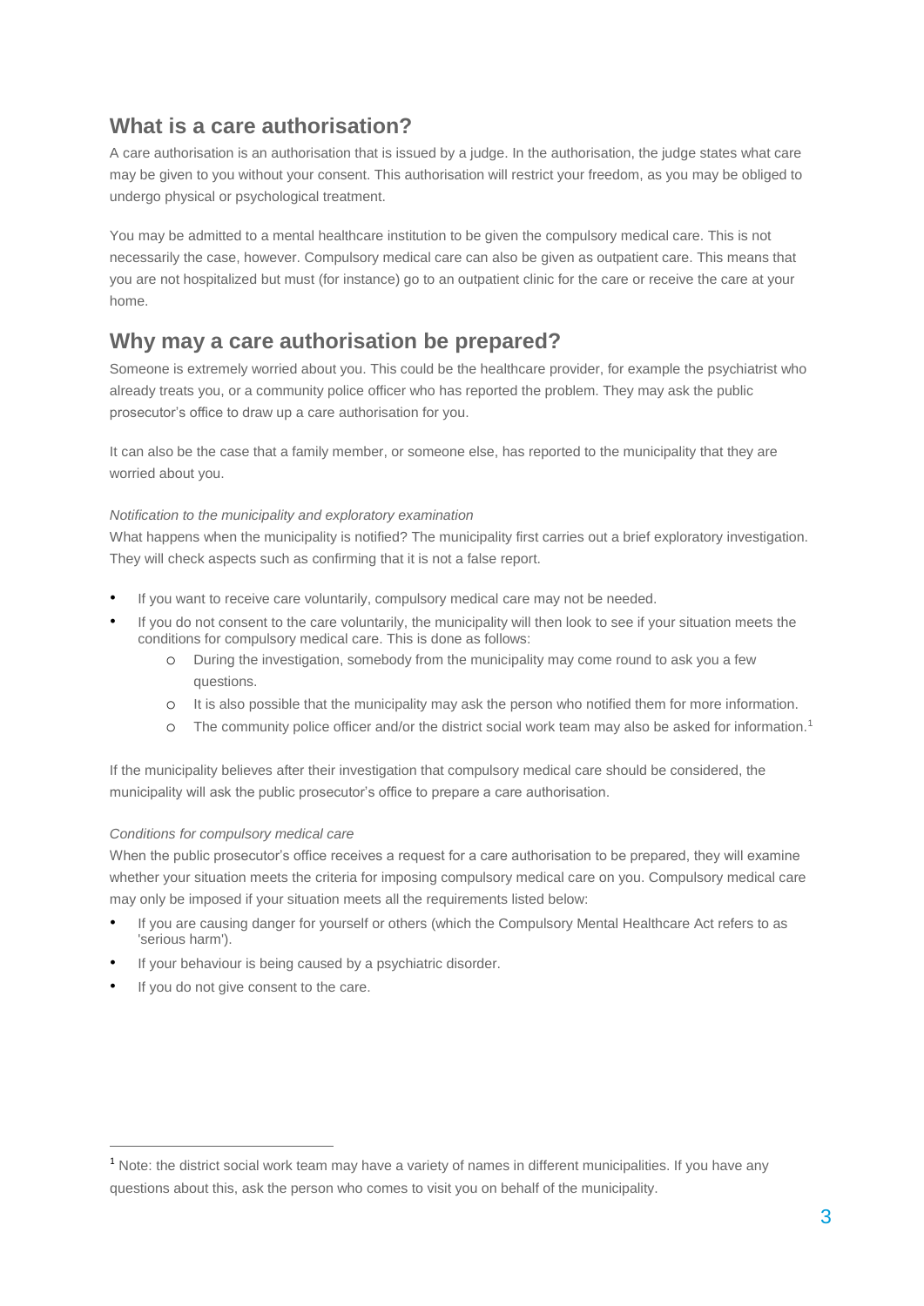## What is a care authorisation?

A care authorisation is an authorisation that is issued by a judge. In the authorisation, the judge states what care may be given to you without your consent. This authorisation will restrict your freedom, as you may be obliged to undergo physical or psychological treatment.

You may be admitted to a mental healthcare institution to be given the compulsory medical care. This is not necessarily the case, however. Compulsory medical care can also be given as outpatient care. This means that you are not hospitalized but must (for instance) go to an outpatient clinic for the care or receive the care at your home.

## Why may a care authorisation be prepared?

Someone is extremely worried about you. This could be the healthcare provider, for example the psychiatrist who already treats you, or a community police officer who has reported the problem. They may ask the public prosecutor's office to draw up a care authorisation for you.

It can also be the case that a family member, or someone else, has reported to the municipality that they are worried about you.

*Notification to the municipality and exploratory examination*

What happens when the municipality is notified? The municipality first carries out a brief exploratory investigation. They will check aspects such as confirming that it is not a false report.

- If you want to receive care voluntarily, compulsory medical care may not be needed.
- If you do not consent to the care voluntarily, the municipality will then look to see if your situation meets the conditions for compulsory medical care. This is done as follows:
  - During the investigation, somebody from the municipality may come round to ask you a few questions.
  - It is also possible that the municipality may ask the person who notified them for more information.
  - The community police officer and/or the district social work team may also be asked for information.[1]

If the municipality believes after their investigation that compulsory medical care should be considered, the municipality will ask the public prosecutor's office to prepare a care authorisation.

*Conditions for compulsory medical care*

When the public prosecutor's office receives a request for a care authorisation to be prepared, they will examine whether your situation meets the criteria for imposing compulsory medical care on you. Compulsory medical care may only be imposed if your situation meets all the requirements listed below:

- If you are causing danger for yourself or others (which the Compulsory Mental Healthcare Act refers to as 'serious harm').
- If your behaviour is being caused by a psychiatric disorder.
- If you do not give consent to the care.

[1] Note: the district social work team may have a variety of names in different municipalities. If you have any questions about this, ask the person who comes to visit you on behalf of the municipality.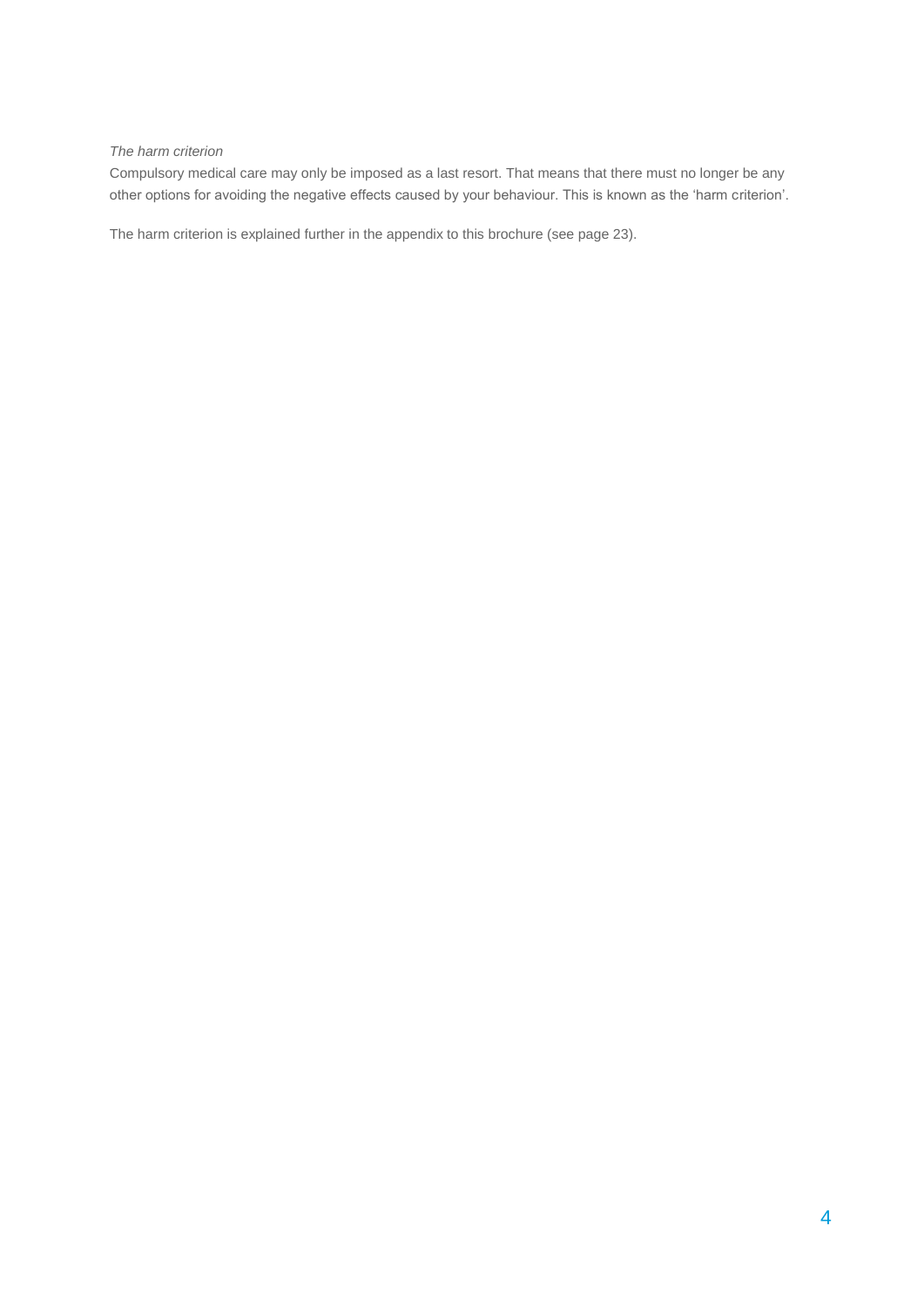*The harm criterion*

Compulsory medical care may only be imposed as a last resort. That means that there must no longer be any other options for avoiding the negative effects caused by your behaviour. This is known as the 'harm criterion'.

The harm criterion is explained further in the appendix to this brochure (see page 23).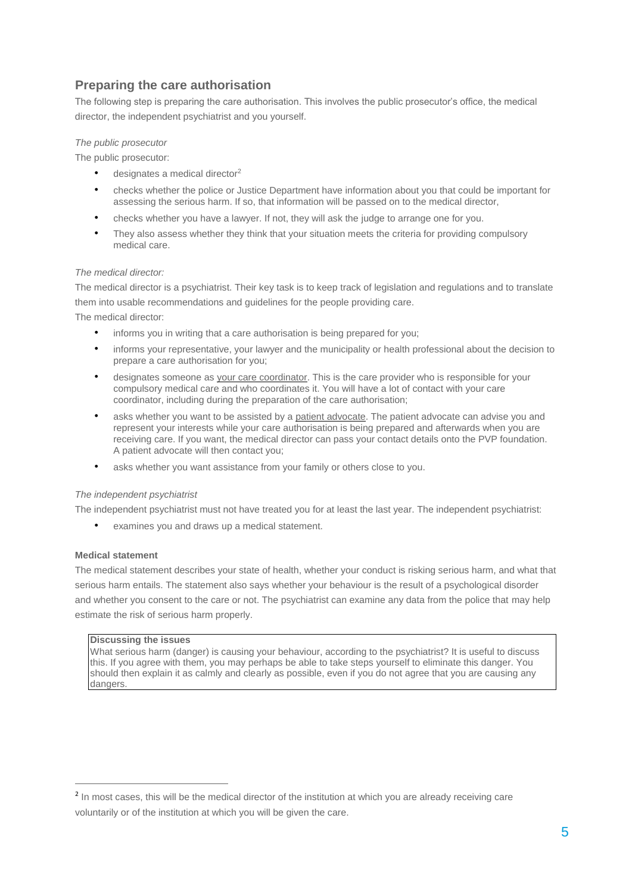## Preparing the care authorisation

The following step is preparing the care authorisation. This involves the public prosecutor's office, the medical director, the independent psychiatrist and you yourself.

*The public prosecutor*

The public prosecutor:

- designates a medical director[2]
- checks whether the police or Justice Department have information about you that could be important for assessing the serious harm. If so, that information will be passed on to the medical director,
- checks whether you have a lawyer. If not, they will ask the judge to arrange one for you.
- They also assess whether they think that your situation meets the criteria for providing compulsory medical care.

*The medical director:*

The medical director is a psychiatrist. Their key task is to keep track of legislation and regulations and to translate them into usable recommendations and guidelines for the people providing care.

The medical director:

- informs you in writing that a care authorisation is being prepared for you;
- informs your representative, your lawyer and the municipality or health professional about the decision to prepare a care authorisation for you;
- designates someone as your care coordinator. This is the care provider who is responsible for your compulsory medical care and who coordinates it. You will have a lot of contact with your care coordinator, including during the preparation of the care authorisation;
- asks whether you want to be assisted by a patient advocate. The patient advocate can advise you and represent your interests while your care authorisation is being prepared and afterwards when you are receiving care. If you want, the medical director can pass your contact details onto the PVP foundation. A patient advocate will then contact you;
- asks whether you want assistance from your family or others close to you.

*The independent psychiatrist*

The independent psychiatrist must not have treated you for at least the last year. The independent psychiatrist:

- examines you and draws up a medical statement.

**Medical statement**

The medical statement describes your state of health, whether your conduct is risking serious harm, and what that serious harm entails. The statement also says whether your behaviour is the result of a psychological disorder and whether you consent to the care or not. The psychiatrist can examine any data from the police that may help estimate the risk of serious harm properly.

> **Discussing the issues**
> What serious harm (danger) is causing your behaviour, according to the psychiatrist? It is useful to discuss this. If you agree with them, you may perhaps be able to take steps yourself to eliminate this danger. You should then explain it as calmly and clearly as possible, even if you do not agree that you are causing any dangers.

[2] In most cases, this will be the medical director of the institution at which you are already receiving care voluntarily or of the institution at which you will be given the care.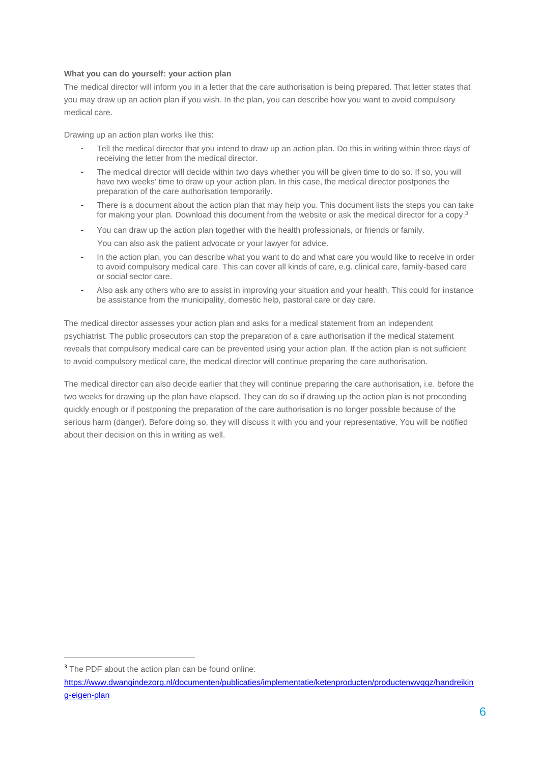**What you can do yourself: your action plan**

The medical director will inform you in a letter that the care authorisation is being prepared. That letter states that you may draw up an action plan if you wish. In the plan, you can describe how you want to avoid compulsory medical care.

Drawing up an action plan works like this:

- Tell the medical director that you intend to draw up an action plan. Do this in writing within three days of receiving the letter from the medical director.
- The medical director will decide within two days whether you will be given time to do so. If so, you will have two weeks' time to draw up your action plan. In this case, the medical director postpones the preparation of the care authorisation temporarily.
- There is a document about the action plan that may help you. This document lists the steps you can take for making your plan. Download this document from the website or ask the medical director for a copy.[3]
- You can draw up the action plan together with the health professionals, or friends or family. You can also ask the patient advocate or your lawyer for advice.
- In the action plan, you can describe what you want to do and what care you would like to receive in order to avoid compulsory medical care. This can cover all kinds of care, e.g. clinical care, family-based care or social sector care.
- Also ask any others who are to assist in improving your situation and your health. This could for instance be assistance from the municipality, domestic help, pastoral care or day care.

The medical director assesses your action plan and asks for a medical statement from an independent psychiatrist. The public prosecutors can stop the preparation of a care authorisation if the medical statement reveals that compulsory medical care can be prevented using your action plan. If the action plan is not sufficient to avoid compulsory medical care, the medical director will continue preparing the care authorisation.

The medical director can also decide earlier that they will continue preparing the care authorisation, i.e. before the two weeks for drawing up the plan have elapsed. They can do so if drawing up the action plan is not proceeding quickly enough or if postponing the preparation of the care authorisation is no longer possible because of the serious harm (danger). Before doing so, they will discuss it with you and your representative. You will be notified about their decision on this in writing as well.

---

[3] The PDF about the action plan can be found online: https://www.dwangindezorg.nl/documenten/publicaties/implementatie/ketenproducten/productenwvggz/handreiking-eigen-plan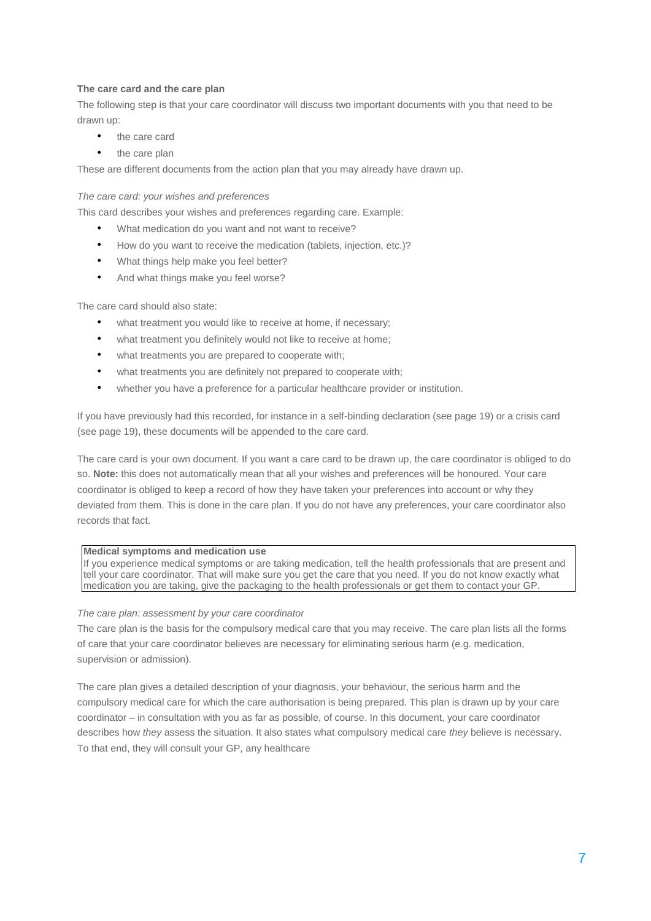**The care card and the care plan**

The following step is that your care coordinator will discuss two important documents with you that need to be drawn up:

- the care card
- the care plan

These are different documents from the action plan that you may already have drawn up.

*The care card: your wishes and preferences*

This card describes your wishes and preferences regarding care. Example:

- What medication do you want and not want to receive?
- How do you want to receive the medication (tablets, injection, etc.)?
- What things help make you feel better?
- And what things make you feel worse?

The care card should also state:

- what treatment you would like to receive at home, if necessary;
- what treatment you definitely would not like to receive at home;
- what treatments you are prepared to cooperate with;
- what treatments you are definitely not prepared to cooperate with;
- whether you have a preference for a particular healthcare provider or institution.

If you have previously had this recorded, for instance in a self-binding declaration (see page 19) or a crisis card (see page 19), these documents will be appended to the care card.

The care card is your own document. If you want a care card to be drawn up, the care coordinator is obliged to do so. **Note:** this does not automatically mean that all your wishes and preferences will be honoured. Your care coordinator is obliged to keep a record of how they have taken your preferences into account or why they deviated from them. This is done in the care plan. If you do not have any preferences, your care coordinator also records that fact.

> **Medical symptoms and medication use**
> If you experience medical symptoms or are taking medication, tell the health professionals that are present and tell your care coordinator. That will make sure you get the care that you need. If you do not know exactly what medication you are taking, give the packaging to the health professionals or get them to contact your GP.

*The care plan: assessment by your care coordinator*

The care plan is the basis for the compulsory medical care that you may receive. The care plan lists all the forms of care that your care coordinator believes are necessary for eliminating serious harm (e.g. medication, supervision or admission).

The care plan gives a detailed description of your diagnosis, your behaviour, the serious harm and the compulsory medical care for which the care authorisation is being prepared. This plan is drawn up by your care coordinator – in consultation with you as far as possible, of course. In this document, your care coordinator describes how *they* assess the situation. It also states what compulsory medical care *they* believe is necessary. To that end, they will consult your GP, any healthcare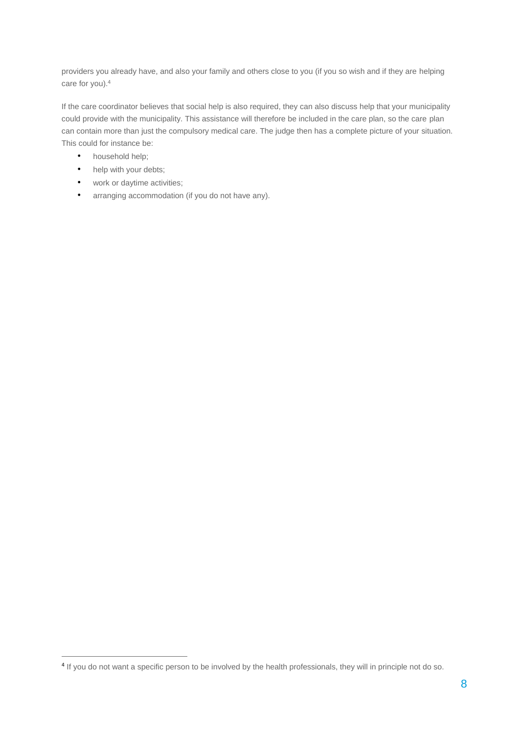providers you already have, and also your family and others close to you (if you so wish and if they are helping care for you).[4]

If the care coordinator believes that social help is also required, they can also discuss help that your municipality could provide with the municipality. This assistance will therefore be included in the care plan, so the care plan can contain more than just the compulsory medical care. The judge then has a complete picture of your situation. This could for instance be:

- household help;
- help with your debts;
- work or daytime activities;
- arranging accommodation (if you do not have any).

[4] If you do not want a specific person to be involved by the health professionals, they will in principle not do so.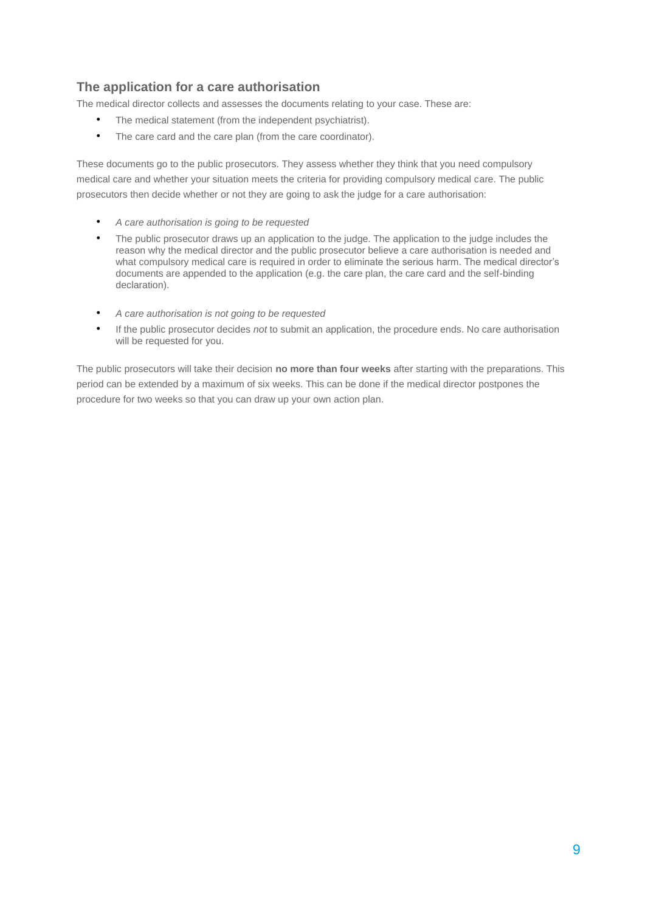## The application for a care authorisation

The medical director collects and assesses the documents relating to your case. These are:

- The medical statement (from the independent psychiatrist).
- The care card and the care plan (from the care coordinator).

These documents go to the public prosecutors. They assess whether they think that you need compulsory medical care and whether your situation meets the criteria for providing compulsory medical care. The public prosecutors then decide whether or not they are going to ask the judge for a care authorisation:

- *A care authorisation is going to be requested*
- The public prosecutor draws up an application to the judge. The application to the judge includes the reason why the medical director and the public prosecutor believe a care authorisation is needed and what compulsory medical care is required in order to eliminate the serious harm. The medical director's documents are appended to the application (e.g. the care plan, the care card and the self-binding declaration).

- *A care authorisation is not going to be requested*
- If the public prosecutor decides *not* to submit an application, the procedure ends. No care authorisation will be requested for you.

The public prosecutors will take their decision **no more than four weeks** after starting with the preparations. This period can be extended by a maximum of six weeks. This can be done if the medical director postpones the procedure for two weeks so that you can draw up your own action plan.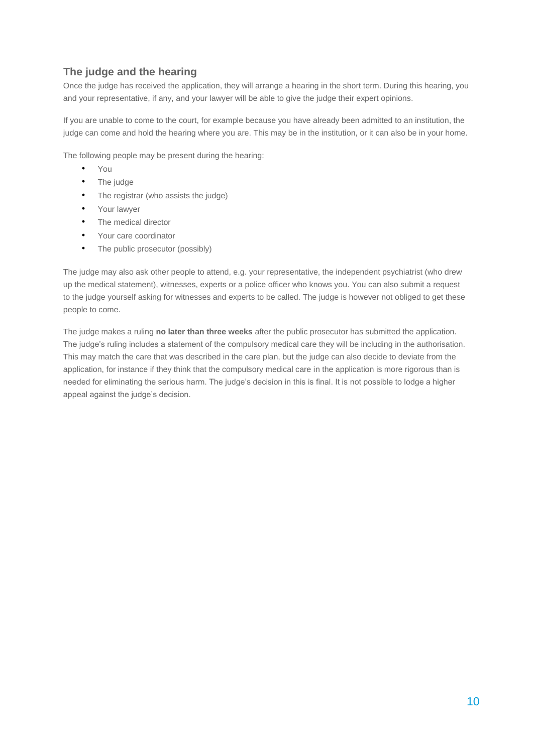## The judge and the hearing

Once the judge has received the application, they will arrange a hearing in the short term. During this hearing, you and your representative, if any, and your lawyer will be able to give the judge their expert opinions.

If you are unable to come to the court, for example because you have already been admitted to an institution, the judge can come and hold the hearing where you are. This may be in the institution, or it can also be in your home.

The following people may be present during the hearing:

- You
- The judge
- The registrar (who assists the judge)
- Your lawyer
- The medical director
- Your care coordinator
- The public prosecutor (possibly)

The judge may also ask other people to attend, e.g. your representative, the independent psychiatrist (who drew up the medical statement), witnesses, experts or a police officer who knows you. You can also submit a request to the judge yourself asking for witnesses and experts to be called. The judge is however not obliged to get these people to come.

The judge makes a ruling **no later than three weeks** after the public prosecutor has submitted the application. The judge's ruling includes a statement of the compulsory medical care they will be including in the authorisation. This may match the care that was described in the care plan, but the judge can also decide to deviate from the application, for instance if they think that the compulsory medical care in the application is more rigorous than is needed for eliminating the serious harm. The judge's decision in this is final. It is not possible to lodge a higher appeal against the judge's decision.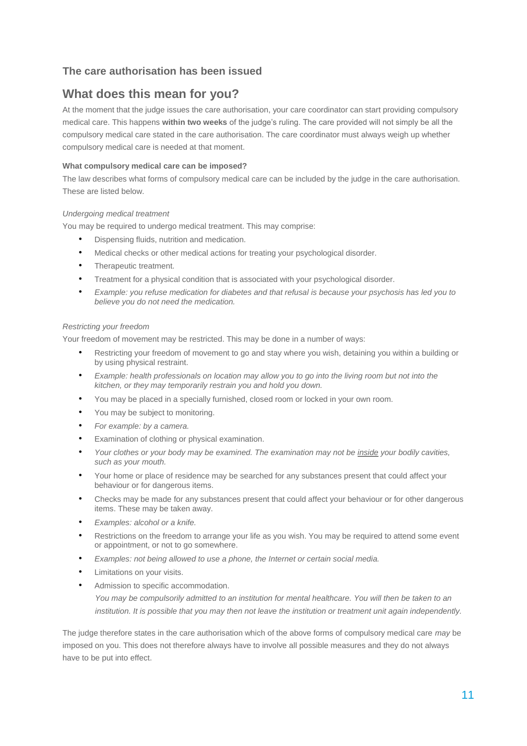### The care authorisation has been issued

## What does this mean for you?

At the moment that the judge issues the care authorisation, your care coordinator can start providing compulsory medical care. This happens **within two weeks** of the judge's ruling. The care provided will not simply be all the compulsory medical care stated in the care authorisation. The care coordinator must always weigh up whether compulsory medical care is needed at that moment.

#### What compulsory medical care can be imposed?

The law describes what forms of compulsory medical care can be included by the judge in the care authorisation. These are listed below.

*Undergoing medical treatment*

You may be required to undergo medical treatment. This may comprise:

- Dispensing fluids, nutrition and medication.
- Medical checks or other medical actions for treating your psychological disorder.
- Therapeutic treatment.
- Treatment for a physical condition that is associated with your psychological disorder.
- *Example: you refuse medication for diabetes and that refusal is because your psychosis has led you to believe you do not need the medication.*

*Restricting your freedom*

Your freedom of movement may be restricted. This may be done in a number of ways:

- Restricting your freedom of movement to go and stay where you wish, detaining you within a building or by using physical restraint.
- *Example: health professionals on location may allow you to go into the living room but not into the kitchen, or they may temporarily restrain you and hold you down.*
- You may be placed in a specially furnished, closed room or locked in your own room.
- You may be subject to monitoring.
- *For example: by a camera.*
- Examination of clothing or physical examination.
- *Your clothes or your body may be examined. The examination may not be <u>inside</u> your bodily cavities, such as your mouth.*
- Your home or place of residence may be searched for any substances present that could affect your behaviour or for dangerous items.
- Checks may be made for any substances present that could affect your behaviour or for other dangerous items. These may be taken away.
- *Examples: alcohol or a knife.*
- Restrictions on the freedom to arrange your life as you wish. You may be required to attend some event or appointment, or not to go somewhere.
- *Examples: not being allowed to use a phone, the Internet or certain social media.*
- Limitations on your visits.
- Admission to specific accommodation.
  *You may be compulsorily admitted to an institution for mental healthcare. You will then be taken to an institution. It is possible that you may then not leave the institution or treatment unit again independently.*

The judge therefore states in the care authorisation which of the above forms of compulsory medical care *may* be imposed on you. This does not therefore always have to involve all possible measures and they do not always have to be put into effect.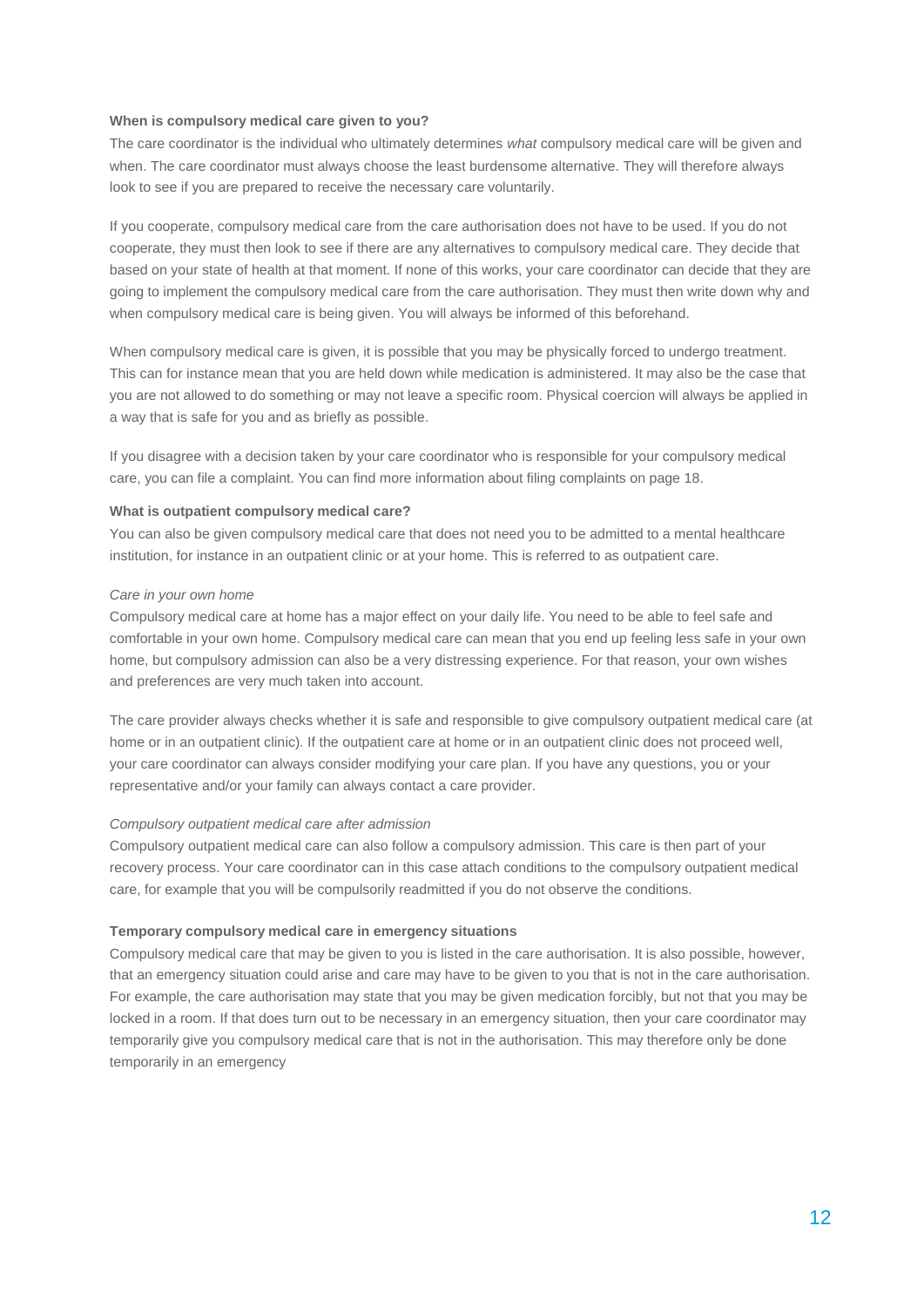### When is compulsory medical care given to you?

The care coordinator is the individual who ultimately determines *what* compulsory medical care will be given and when. The care coordinator must always choose the least burdensome alternative. They will therefore always look to see if you are prepared to receive the necessary care voluntarily.

If you cooperate, compulsory medical care from the care authorisation does not have to be used. If you do not cooperate, they must then look to see if there are any alternatives to compulsory medical care. They decide that based on your state of health at that moment. If none of this works, your care coordinator can decide that they are going to implement the compulsory medical care from the care authorisation. They must then write down why and when compulsory medical care is being given. You will always be informed of this beforehand.

When compulsory medical care is given, it is possible that you may be physically forced to undergo treatment. This can for instance mean that you are held down while medication is administered. It may also be the case that you are not allowed to do something or may not leave a specific room. Physical coercion will always be applied in a way that is safe for you and as briefly as possible.

If you disagree with a decision taken by your care coordinator who is responsible for your compulsory medical care, you can file a complaint. You can find more information about filing complaints on page 18.

### What is outpatient compulsory medical care?

You can also be given compulsory medical care that does not need you to be admitted to a mental healthcare institution, for instance in an outpatient clinic or at your home. This is referred to as outpatient care.

*Care in your own home*

Compulsory medical care at home has a major effect on your daily life. You need to be able to feel safe and comfortable in your own home. Compulsory medical care can mean that you end up feeling less safe in your own home, but compulsory admission can also be a very distressing experience. For that reason, your own wishes and preferences are very much taken into account.

The care provider always checks whether it is safe and responsible to give compulsory outpatient medical care (at home or in an outpatient clinic). If the outpatient care at home or in an outpatient clinic does not proceed well, your care coordinator can always consider modifying your care plan. If you have any questions, you or your representative and/or your family can always contact a care provider.

*Compulsory outpatient medical care after admission*

Compulsory outpatient medical care can also follow a compulsory admission. This care is then part of your recovery process. Your care coordinator can in this case attach conditions to the compulsory outpatient medical care, for example that you will be compulsorily readmitted if you do not observe the conditions.

### Temporary compulsory medical care in emergency situations

Compulsory medical care that may be given to you is listed in the care authorisation. It is also possible, however, that an emergency situation could arise and care may have to be given to you that is not in the care authorisation. For example, the care authorisation may state that you may be given medication forcibly, but not that you may be locked in a room. If that does turn out to be necessary in an emergency situation, then your care coordinator may temporarily give you compulsory medical care that is not in the authorisation. This may therefore only be done temporarily in an emergency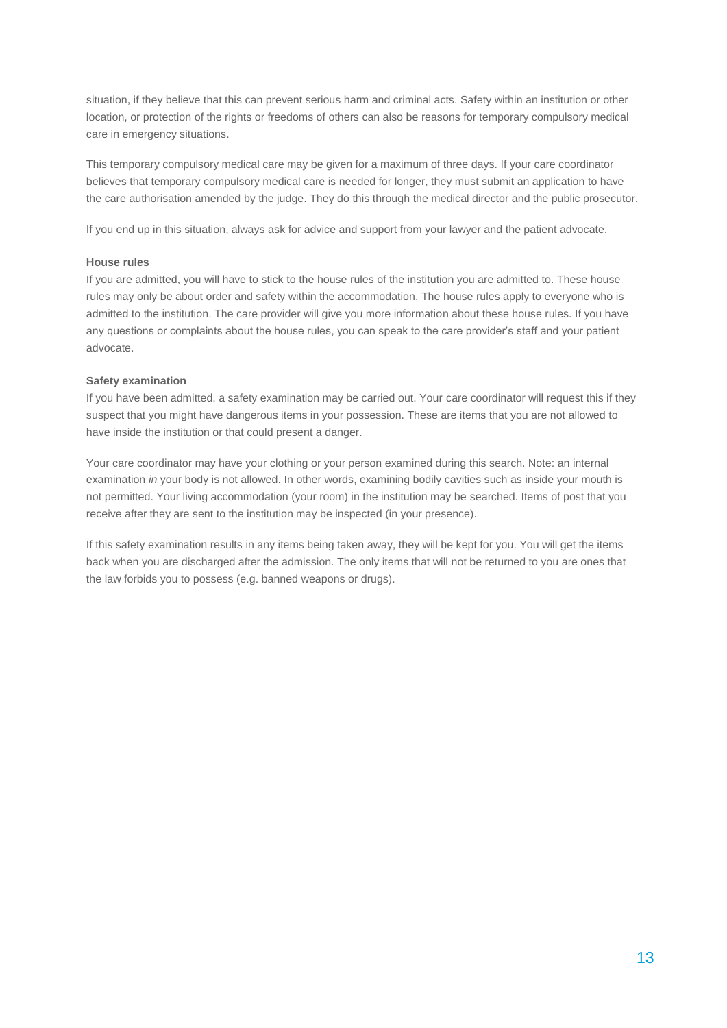situation, if they believe that this can prevent serious harm and criminal acts. Safety within an institution or other location, or protection of the rights or freedoms of others can also be reasons for temporary compulsory medical care in emergency situations.

This temporary compulsory medical care may be given for a maximum of three days. If your care coordinator believes that temporary compulsory medical care is needed for longer, they must submit an application to have the care authorisation amended by the judge. They do this through the medical director and the public prosecutor.

If you end up in this situation, always ask for advice and support from your lawyer and the patient advocate.

**House rules**

If you are admitted, you will have to stick to the house rules of the institution you are admitted to. These house rules may only be about order and safety within the accommodation. The house rules apply to everyone who is admitted to the institution. The care provider will give you more information about these house rules. If you have any questions or complaints about the house rules, you can speak to the care provider's staff and your patient advocate.

**Safety examination**

If you have been admitted, a safety examination may be carried out. Your care coordinator will request this if they suspect that you might have dangerous items in your possession. These are items that you are not allowed to have inside the institution or that could present a danger.

Your care coordinator may have your clothing or your person examined during this search. Note: an internal examination *in* your body is not allowed. In other words, examining bodily cavities such as inside your mouth is not permitted. Your living accommodation (your room) in the institution may be searched. Items of post that you receive after they are sent to the institution may be inspected (in your presence).

If this safety examination results in any items being taken away, they will be kept for you. You will get the items back when you are discharged after the admission. The only items that will not be returned to you are ones that the law forbids you to possess (e.g. banned weapons or drugs).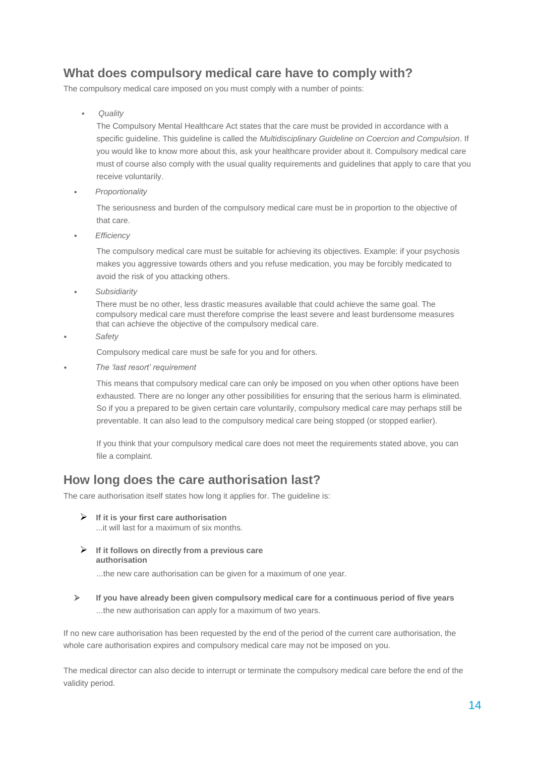## What does compulsory medical care have to comply with?

The compulsory medical care imposed on you must comply with a number of points:

- *Quality*

  The Compulsory Mental Healthcare Act states that the care must be provided in accordance with a specific guideline. This guideline is called the *Multidisciplinary Guideline on Coercion and Compulsion*. If you would like to know more about this, ask your healthcare provider about it. Compulsory medical care must of course also comply with the usual quality requirements and guidelines that apply to care that you receive voluntarily.

- *Proportionality*

  The seriousness and burden of the compulsory medical care must be in proportion to the objective of that care.

- *Efficiency*

  The compulsory medical care must be suitable for achieving its objectives. Example: if your psychosis makes you aggressive towards others and you refuse medication, you may be forcibly medicated to avoid the risk of you attacking others.

- *Subsidiarity*

  There must be no other, less drastic measures available that could achieve the same goal. The compulsory medical care must therefore comprise the least severe and least burdensome measures that can achieve the objective of the compulsory medical care.

- *Safety*

  Compulsory medical care must be safe for you and for others.

- *The 'last resort' requirement*

  This means that compulsory medical care can only be imposed on you when other options have been exhausted. There are no longer any other possibilities for ensuring that the serious harm is eliminated. So if you a prepared to be given certain care voluntarily, compulsory medical care may perhaps still be preventable. It can also lead to the compulsory medical care being stopped (or stopped earlier).

  If you think that your compulsory medical care does not meet the requirements stated above, you can file a complaint.

## How long does the care authorisation last?

The care authorisation itself states how long it applies for. The guideline is:

- **If it is your first care authorisation**
  ...it will last for a maximum of six months.

- **If it follows on directly from a previous care authorisation**

  ...the new care authorisation can be given for a maximum of one year.

- **If you have already been given compulsory medical care for a continuous period of five years**
  ...the new authorisation can apply for a maximum of two years.

If no new care authorisation has been requested by the end of the period of the current care authorisation, the whole care authorisation expires and compulsory medical care may not be imposed on you.

The medical director can also decide to interrupt or terminate the compulsory medical care before the end of the validity period.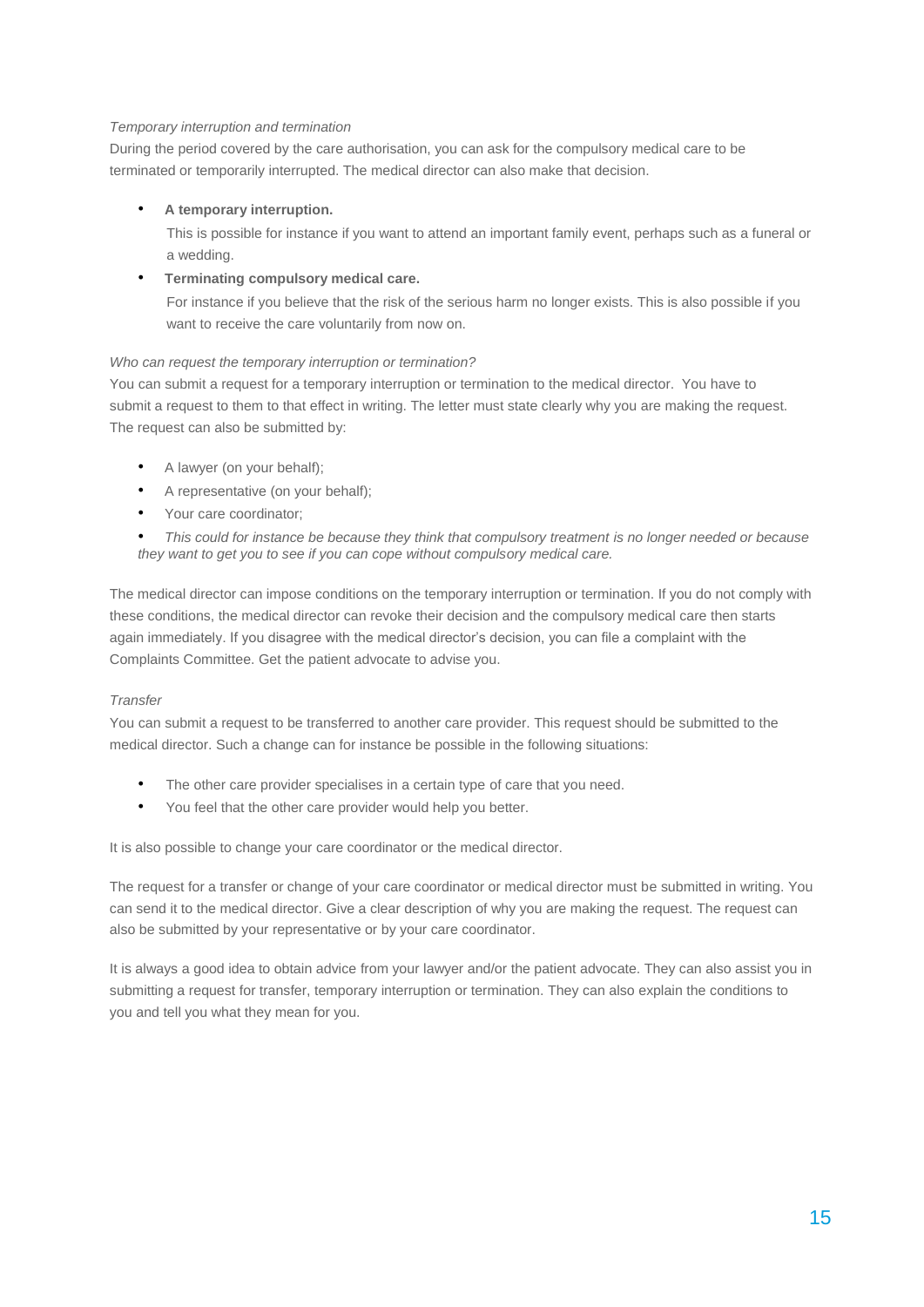*Temporary interruption and termination*

During the period covered by the care authorisation, you can ask for the compulsory medical care to be terminated or temporarily interrupted. The medical director can also make that decision.

- **A temporary interruption.**
  This is possible for instance if you want to attend an important family event, perhaps such as a funeral or a wedding.
- **Terminating compulsory medical care.**
  For instance if you believe that the risk of the serious harm no longer exists. This is also possible if you want to receive the care voluntarily from now on.

*Who can request the temporary interruption or termination?*

You can submit a request for a temporary interruption or termination to the medical director. You have to submit a request to them to that effect in writing. The letter must state clearly why you are making the request. The request can also be submitted by:

- A lawyer (on your behalf);
- A representative (on your behalf);
- Your care coordinator;
- *This could for instance be because they think that compulsory treatment is no longer needed or because they want to get you to see if you can cope without compulsory medical care.*

The medical director can impose conditions on the temporary interruption or termination. If you do not comply with these conditions, the medical director can revoke their decision and the compulsory medical care then starts again immediately. If you disagree with the medical director's decision, you can file a complaint with the Complaints Committee. Get the patient advocate to advise you.

*Transfer*

You can submit a request to be transferred to another care provider. This request should be submitted to the medical director. Such a change can for instance be possible in the following situations:

- The other care provider specialises in a certain type of care that you need.
- You feel that the other care provider would help you better.

It is also possible to change your care coordinator or the medical director.

The request for a transfer or change of your care coordinator or medical director must be submitted in writing. You can send it to the medical director. Give a clear description of why you are making the request. The request can also be submitted by your representative or by your care coordinator.

It is always a good idea to obtain advice from your lawyer and/or the patient advocate. They can also assist you in submitting a request for transfer, temporary interruption or termination. They can also explain the conditions to you and tell you what they mean for you.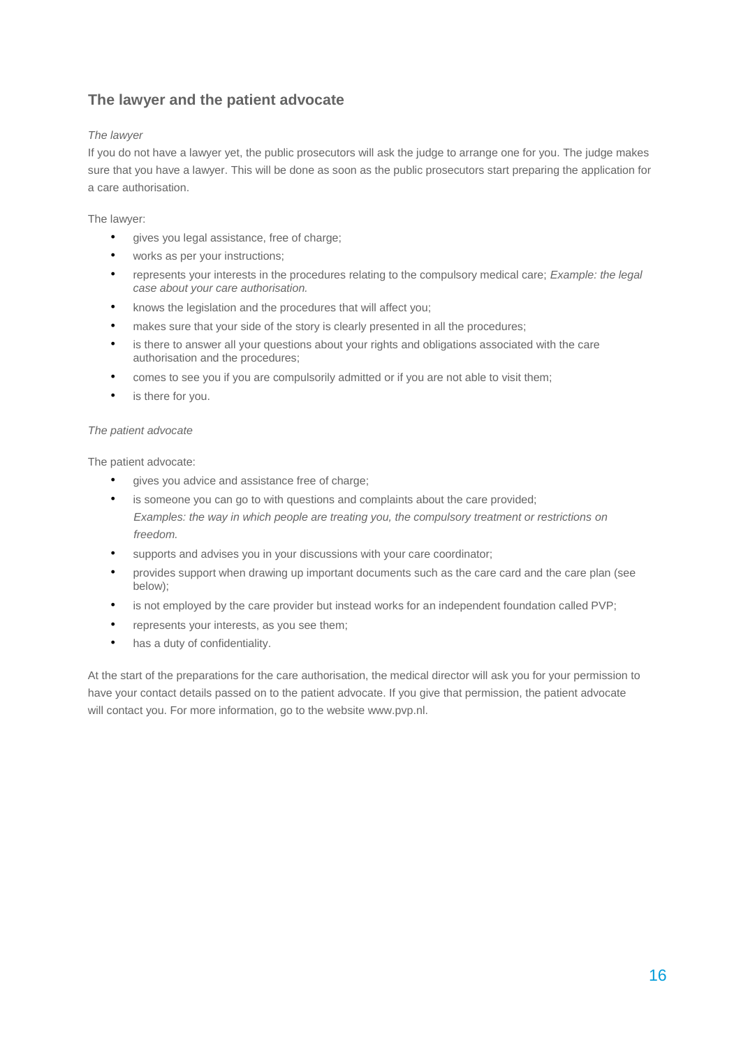## The lawyer and the patient advocate

*The lawyer*

If you do not have a lawyer yet, the public prosecutors will ask the judge to arrange one for you. The judge makes sure that you have a lawyer. This will be done as soon as the public prosecutors start preparing the application for a care authorisation.

The lawyer:

- gives you legal assistance, free of charge;
- works as per your instructions;
- represents your interests in the procedures relating to the compulsory medical care; *Example: the legal case about your care authorisation.*
- knows the legislation and the procedures that will affect you;
- makes sure that your side of the story is clearly presented in all the procedures;
- is there to answer all your questions about your rights and obligations associated with the care authorisation and the procedures;
- comes to see you if you are compulsorily admitted or if you are not able to visit them;
- is there for you.

*The patient advocate*

The patient advocate:

- gives you advice and assistance free of charge;
- is someone you can go to with questions and complaints about the care provided; *Examples: the way in which people are treating you, the compulsory treatment or restrictions on freedom.*
- supports and advises you in your discussions with your care coordinator;
- provides support when drawing up important documents such as the care card and the care plan (see below);
- is not employed by the care provider but instead works for an independent foundation called PVP;
- represents your interests, as you see them;
- has a duty of confidentiality.

At the start of the preparations for the care authorisation, the medical director will ask you for your permission to have your contact details passed on to the patient advocate. If you give that permission, the patient advocate will contact you. For more information, go to the website www.pvp.nl.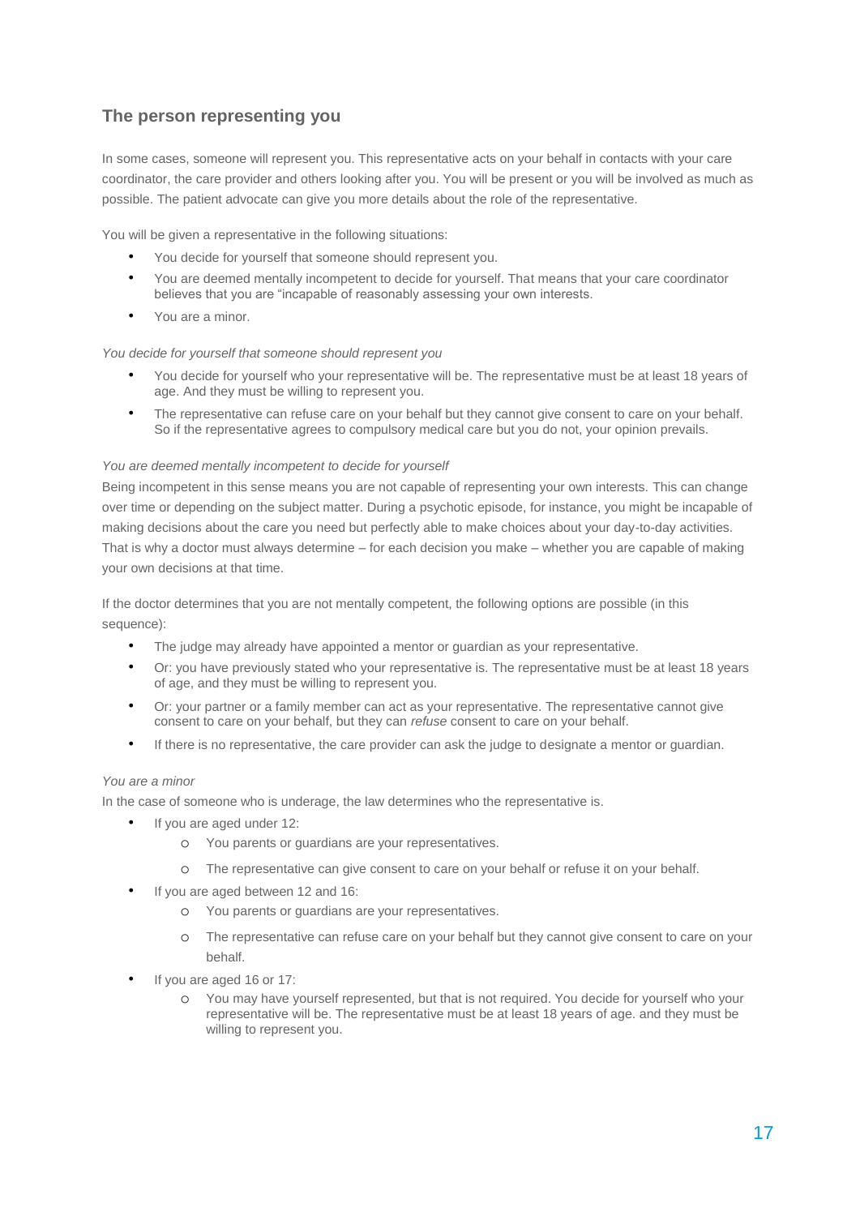## The person representing you

In some cases, someone will represent you. This representative acts on your behalf in contacts with your care coordinator, the care provider and others looking after you. You will be present or you will be involved as much as possible. The patient advocate can give you more details about the role of the representative.

You will be given a representative in the following situations:

- You decide for yourself that someone should represent you.
- You are deemed mentally incompetent to decide for yourself. That means that your care coordinator believes that you are "incapable of reasonably assessing your own interests.
- You are a minor.

*You decide for yourself that someone should represent you*

- You decide for yourself who your representative will be. The representative must be at least 18 years of age. And they must be willing to represent you.
- The representative can refuse care on your behalf but they cannot give consent to care on your behalf. So if the representative agrees to compulsory medical care but you do not, your opinion prevails.

*You are deemed mentally incompetent to decide for yourself*

Being incompetent in this sense means you are not capable of representing your own interests. This can change over time or depending on the subject matter. During a psychotic episode, for instance, you might be incapable of making decisions about the care you need but perfectly able to make choices about your day-to-day activities. That is why a doctor must always determine – for each decision you make – whether you are capable of making your own decisions at that time.

If the doctor determines that you are not mentally competent, the following options are possible (in this sequence):

- The judge may already have appointed a mentor or guardian as your representative.
- Or: you have previously stated who your representative is. The representative must be at least 18 years of age, and they must be willing to represent you.
- Or: your partner or a family member can act as your representative. The representative cannot give consent to care on your behalf, but they can *refuse* consent to care on your behalf.
- If there is no representative, the care provider can ask the judge to designate a mentor or guardian.

*You are a minor*

In the case of someone who is underage, the law determines who the representative is.

- If you are aged under 12:
  - You parents or guardians are your representatives.
  - The representative can give consent to care on your behalf or refuse it on your behalf.
- If you are aged between 12 and 16:
  - You parents or guardians are your representatives.
  - The representative can refuse care on your behalf but they cannot give consent to care on your behalf.
- If you are aged 16 or 17:
  - You may have yourself represented, but that is not required. You decide for yourself who your representative will be. The representative must be at least 18 years of age. and they must be willing to represent you.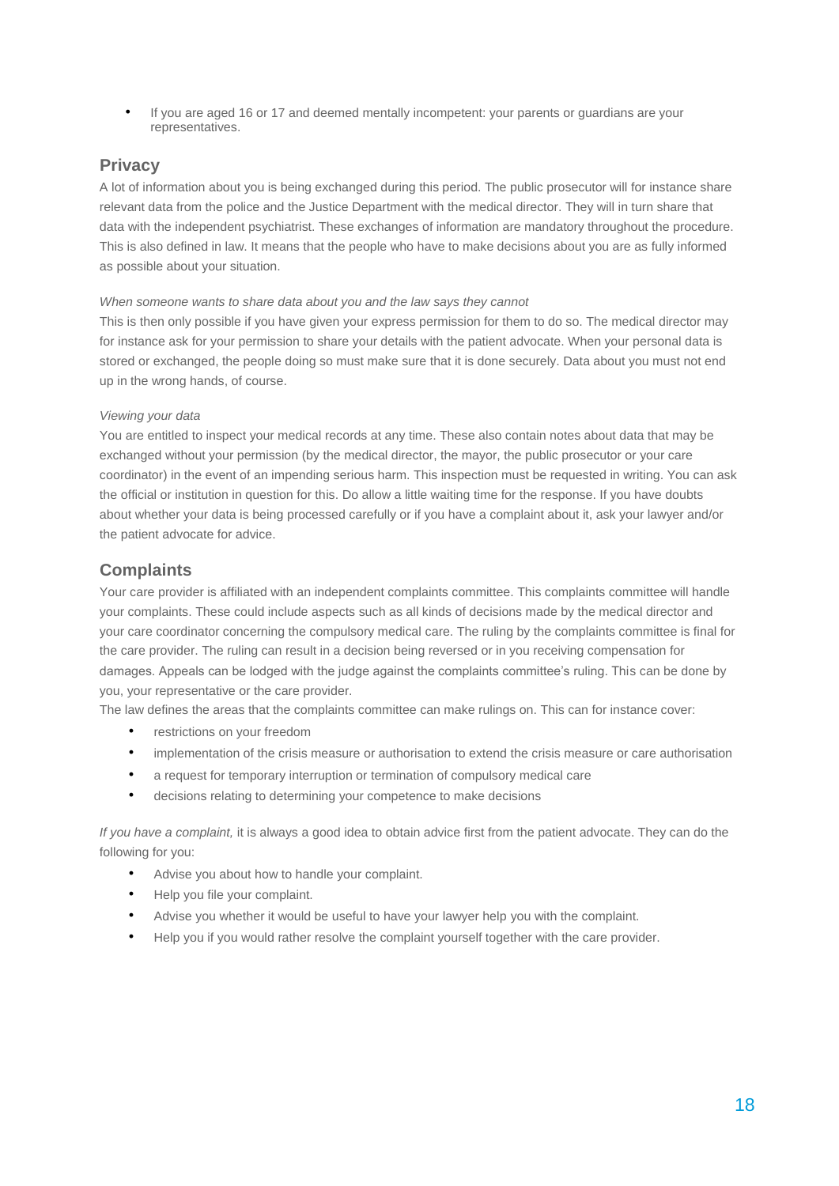- If you are aged 16 or 17 and deemed mentally incompetent: your parents or guardians are your representatives.

## Privacy

A lot of information about you is being exchanged during this period. The public prosecutor will for instance share relevant data from the police and the Justice Department with the medical director. They will in turn share that data with the independent psychiatrist. These exchanges of information are mandatory throughout the procedure. This is also defined in law. It means that the people who have to make decisions about you are as fully informed as possible about your situation.

*When someone wants to share data about you and the law says they cannot*

This is then only possible if you have given your express permission for them to do so. The medical director may for instance ask for your permission to share your details with the patient advocate. When your personal data is stored or exchanged, the people doing so must make sure that it is done securely. Data about you must not end up in the wrong hands, of course.

*Viewing your data*

You are entitled to inspect your medical records at any time. These also contain notes about data that may be exchanged without your permission (by the medical director, the mayor, the public prosecutor or your care coordinator) in the event of an impending serious harm. This inspection must be requested in writing. You can ask the official or institution in question for this. Do allow a little waiting time for the response. If you have doubts about whether your data is being processed carefully or if you have a complaint about it, ask your lawyer and/or the patient advocate for advice.

## Complaints

Your care provider is affiliated with an independent complaints committee. This complaints committee will handle your complaints. These could include aspects such as all kinds of decisions made by the medical director and your care coordinator concerning the compulsory medical care. The ruling by the complaints committee is final for the care provider. The ruling can result in a decision being reversed or in you receiving compensation for damages. Appeals can be lodged with the judge against the complaints committee's ruling. This can be done by you, your representative or the care provider.

The law defines the areas that the complaints committee can make rulings on. This can for instance cover:

- restrictions on your freedom
- implementation of the crisis measure or authorisation to extend the crisis measure or care authorisation
- a request for temporary interruption or termination of compulsory medical care
- decisions relating to determining your competence to make decisions

*If you have a complaint,* it is always a good idea to obtain advice first from the patient advocate. They can do the following for you:

- Advise you about how to handle your complaint.
- Help you file your complaint.
- Advise you whether it would be useful to have your lawyer help you with the complaint.
- Help you if you would rather resolve the complaint yourself together with the care provider.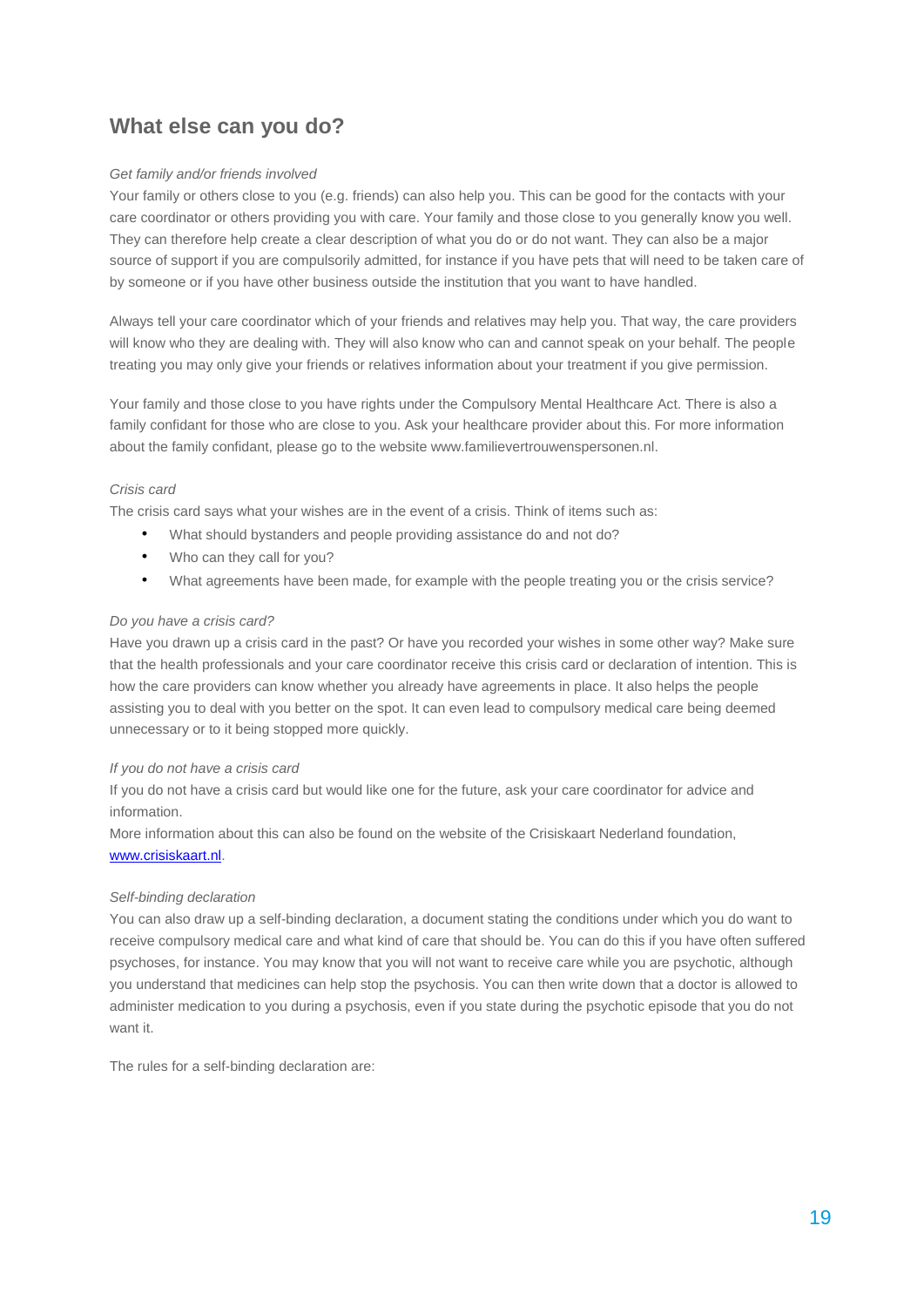## What else can you do?

*Get family and/or friends involved*

Your family or others close to you (e.g. friends) can also help you. This can be good for the contacts with your care coordinator or others providing you with care. Your family and those close to you generally know you well. They can therefore help create a clear description of what you do or do not want. They can also be a major source of support if you are compulsorily admitted, for instance if you have pets that will need to be taken care of by someone or if you have other business outside the institution that you want to have handled.

Always tell your care coordinator which of your friends and relatives may help you. That way, the care providers will know who they are dealing with. They will also know who can and cannot speak on your behalf. The people treating you may only give your friends or relatives information about your treatment if you give permission.

Your family and those close to you have rights under the Compulsory Mental Healthcare Act. There is also a family confidant for those who are close to you. Ask your healthcare provider about this. For more information about the family confidant, please go to the website www.familievertrouwenspersonen.nl.

*Crisis card*

The crisis card says what your wishes are in the event of a crisis. Think of items such as:

- What should bystanders and people providing assistance do and not do?
- Who can they call for you?
- What agreements have been made, for example with the people treating you or the crisis service?

*Do you have a crisis card?*

Have you drawn up a crisis card in the past? Or have you recorded your wishes in some other way? Make sure that the health professionals and your care coordinator receive this crisis card or declaration of intention. This is how the care providers can know whether you already have agreements in place. It also helps the people assisting you to deal with you better on the spot. It can even lead to compulsory medical care being deemed unnecessary or to it being stopped more quickly.

*If you do not have a crisis card*

If you do not have a crisis card but would like one for the future, ask your care coordinator for advice and information.

More information about this can also be found on the website of the Crisiskaart Nederland foundation, [www.crisiskaart.nl](http://www.crisiskaart.nl).

*Self-binding declaration*

You can also draw up a self-binding declaration, a document stating the conditions under which you do want to receive compulsory medical care and what kind of care that should be. You can do this if you have often suffered psychoses, for instance. You may know that you will not want to receive care while you are psychotic, although you understand that medicines can help stop the psychosis. You can then write down that a doctor is allowed to administer medication to you during a psychosis, even if you state during the psychotic episode that you do not want it.

The rules for a self-binding declaration are: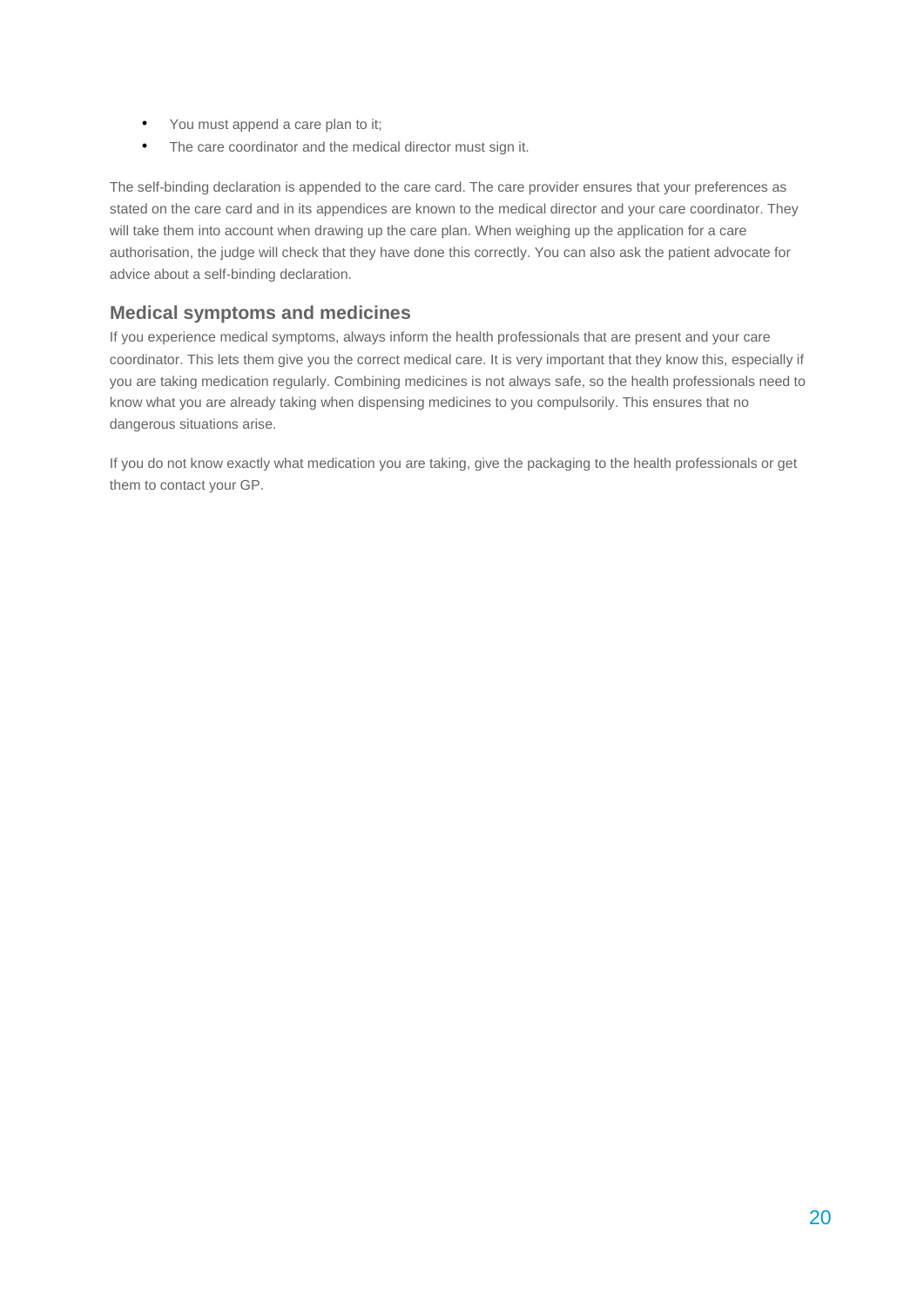- You must append a care plan to it;
- The care coordinator and the medical director must sign it.

The self-binding declaration is appended to the care card. The care provider ensures that your preferences as stated on the care card and in its appendices are known to the medical director and your care coordinator. They will take them into account when drawing up the care plan. When weighing up the application for a care authorisation, the judge will check that they have done this correctly. You can also ask the patient advocate for advice about a self-binding declaration.

## Medical symptoms and medicines

If you experience medical symptoms, always inform the health professionals that are present and your care coordinator. This lets them give you the correct medical care. It is very important that they know this, especially if you are taking medication regularly. Combining medicines is not always safe, so the health professionals need to know what you are already taking when dispensing medicines to you compulsorily. This ensures that no dangerous situations arise.

If you do not know exactly what medication you are taking, give the packaging to the health professionals or get them to contact your GP.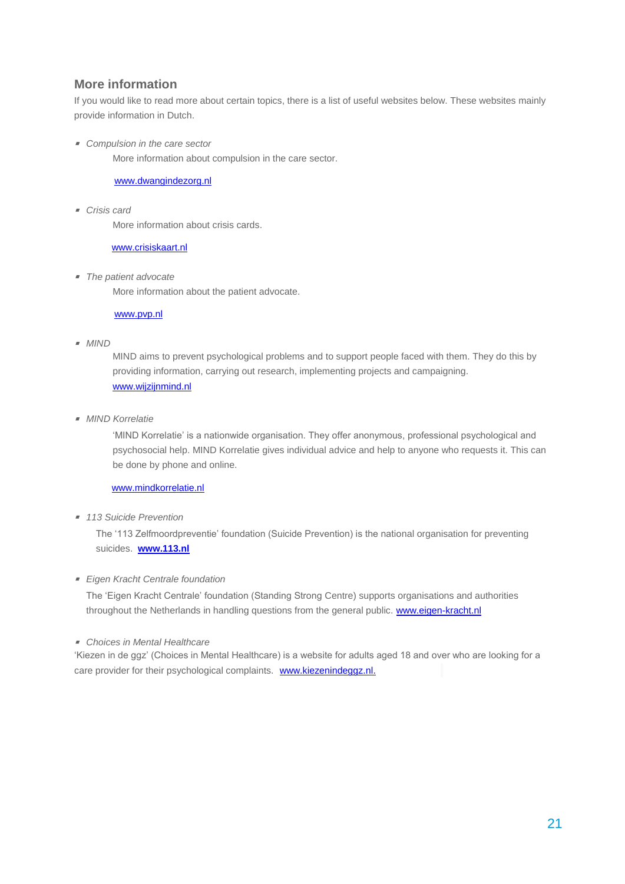## More information

If you would like to read more about certain topics, there is a list of useful websites below. These websites mainly provide information in Dutch.

- *Compulsion in the care sector*

  More information about compulsion in the care sector.

  www.dwangindezorg.nl

- *Crisis card*

  More information about crisis cards.

  www.crisiskaart.nl

- *The patient advocate*

  More information about the patient advocate.

  www.pvp.nl

- *MIND*

  MIND aims to prevent psychological problems and to support people faced with them. They do this by providing information, carrying out research, implementing projects and campaigning.
  www.wijzijnmind.nl

- *MIND Korrelatie*

  'MIND Korrelatie' is a nationwide organisation. They offer anonymous, professional psychological and psychosocial help. MIND Korrelatie gives individual advice and help to anyone who requests it. This can be done by phone and online.

  www.mindkorrelatie.nl

- *113 Suicide Prevention*

  The '113 Zelfmoordpreventie' foundation (Suicide Prevention) is the national organisation for preventing suicides. **www.113.nl**

- *Eigen Kracht Centrale foundation*

  The 'Eigen Kracht Centrale' foundation (Standing Strong Centre) supports organisations and authorities throughout the Netherlands in handling questions from the general public. www.eigen-kracht.nl

- *Choices in Mental Healthcare*

  'Kiezen in de ggz' (Choices in Mental Healthcare) is a website for adults aged 18 and over who are looking for a care provider for their psychological complaints. www.kiezenindeggz.nl.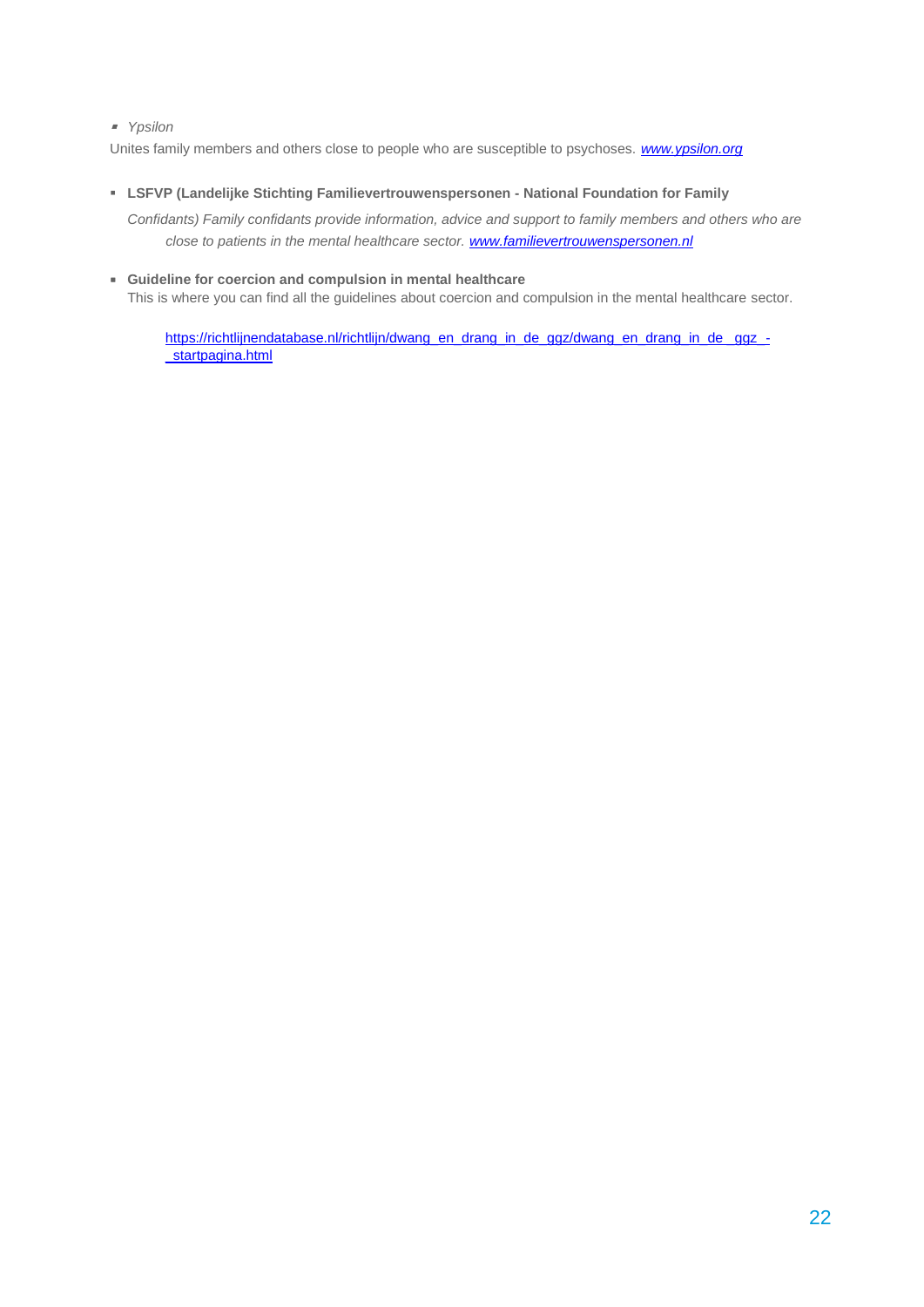- *Ypsilon*

Unites family members and others close to people who are susceptible to psychoses. *www.ypsilon.org*

- **LSFVP (Landelijke Stichting Familievertrouwenspersonen - National Foundation for Family**

  *Confidants) Family confidants provide information, advice and support to family members and others who are close to patients in the mental healthcare sector. www.familievertrouwenspersonen.nl*

- **Guideline for coercion and compulsion in mental healthcare**

  This is where you can find all the guidelines about coercion and compulsion in the mental healthcare sector.

  https://richtlijnendatabase.nl/richtlijn/dwang_en_drang_in_de_ggz/dwang_en_drang_in_de_ggz_-_startpagina.html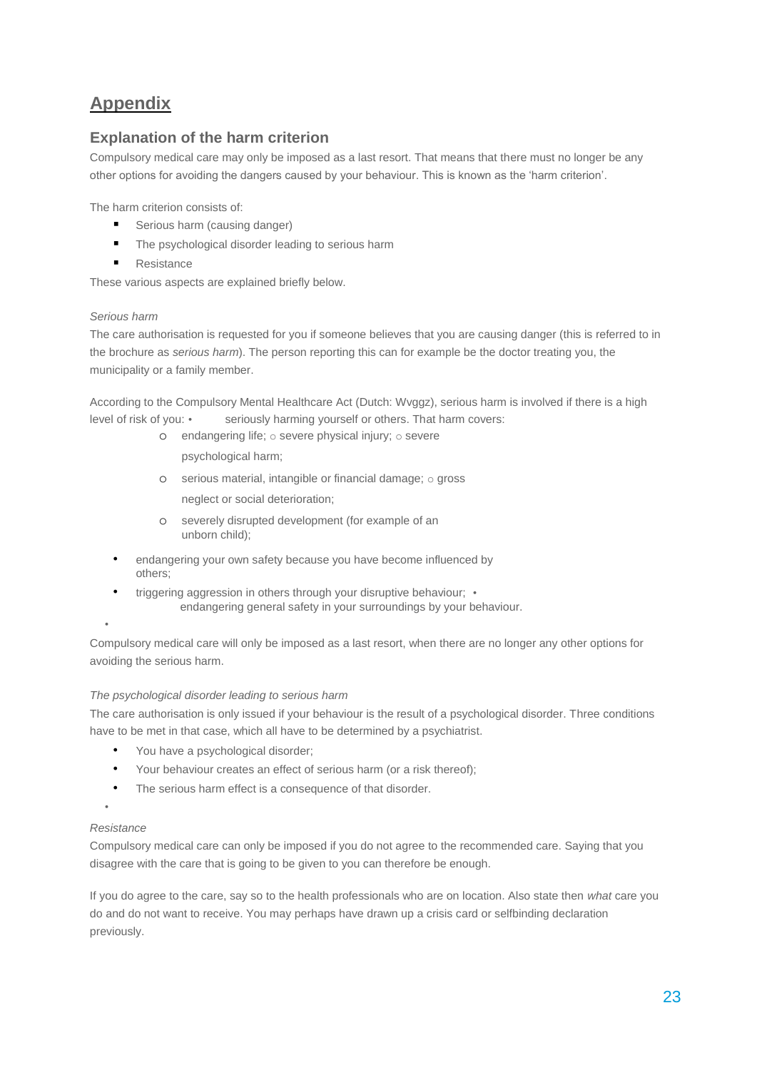# Appendix

## Explanation of the harm criterion

Compulsory medical care may only be imposed as a last resort. That means that there must no longer be any other options for avoiding the dangers caused by your behaviour. This is known as the 'harm criterion'.

The harm criterion consists of:

- Serious harm (causing danger)
- The psychological disorder leading to serious harm
- Resistance

These various aspects are explained briefly below.

*Serious harm*

The care authorisation is requested for you if someone believes that you are causing danger (this is referred to in the brochure as *serious harm*). The person reporting this can for example be the doctor treating you, the municipality or a family member.

According to the Compulsory Mental Healthcare Act (Dutch: Wvggz), serious harm is involved if there is a high level of risk of you:

- seriously harming yourself or others. That harm covers:
  - endangering life;
  - severe physical injury;
  - severe psychological harm;
  - serious material, intangible or financial damage;
  - gross neglect or social deterioration;
  - severely disrupted development (for example of an unborn child);
- endangering your own safety because you have become influenced by others;
- triggering aggression in others through your disruptive behaviour;
- endangering general safety in your surroundings by your behaviour.

Compulsory medical care will only be imposed as a last resort, when there are no longer any other options for avoiding the serious harm.

*The psychological disorder leading to serious harm*

The care authorisation is only issued if your behaviour is the result of a psychological disorder. Three conditions have to be met in that case, which all have to be determined by a psychiatrist.

- You have a psychological disorder;
- Your behaviour creates an effect of serious harm (or a risk thereof);
- The serious harm effect is a consequence of that disorder.

*Resistance*

Compulsory medical care can only be imposed if you do not agree to the recommended care. Saying that you disagree with the care that is going to be given to you can therefore be enough.

If you do agree to the care, say so to the health professionals who are on location. Also state then *what* care you do and do not want to receive. You may perhaps have drawn up a crisis card or selfbinding declaration previously.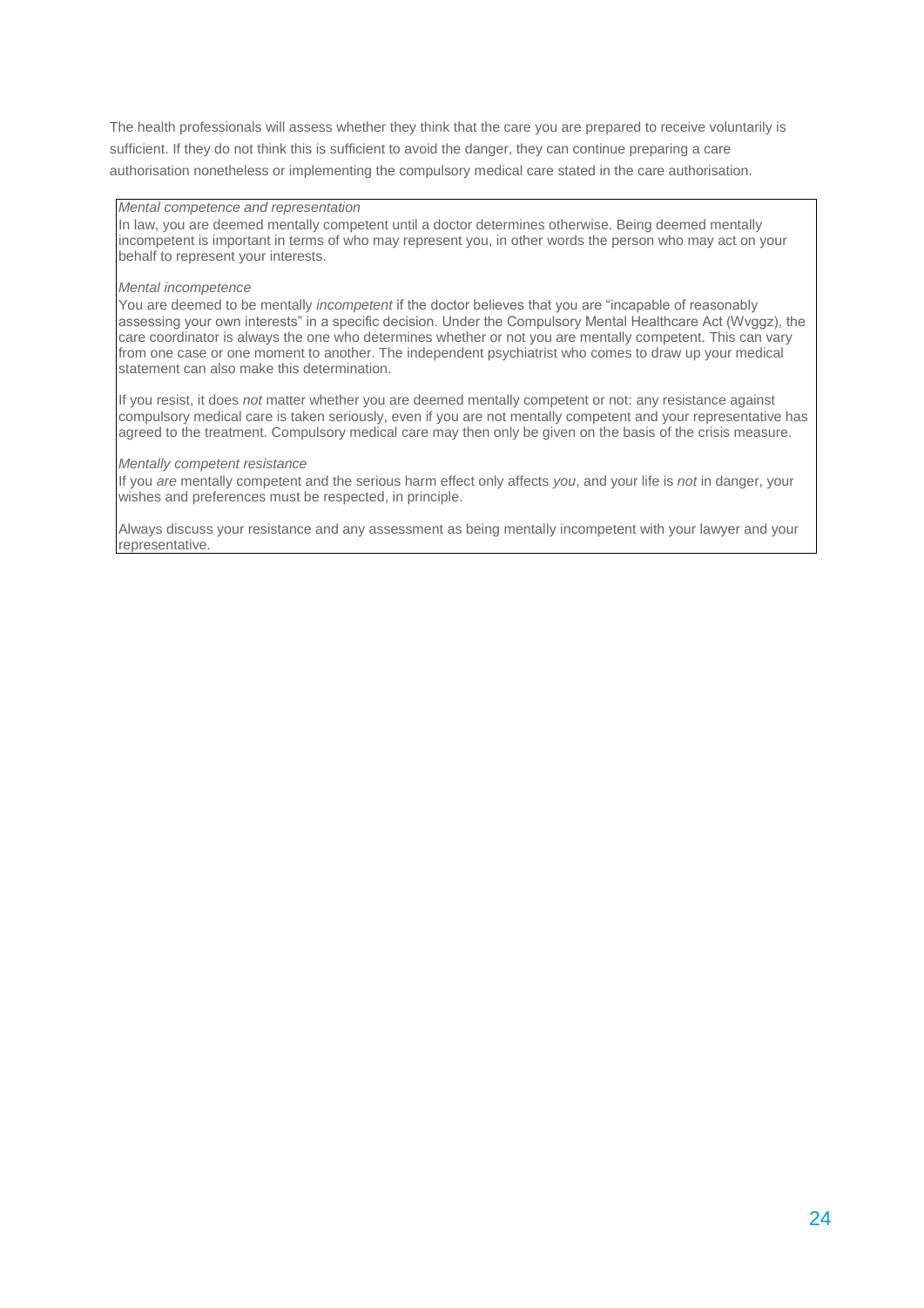The health professionals will assess whether they think that the care you are prepared to receive voluntarily is sufficient. If they do not think this is sufficient to avoid the danger, they can continue preparing a care authorisation nonetheless or implementing the compulsory medical care stated in the care authorisation.

> *Mental competence and representation*
>
> In law, you are deemed mentally competent until a doctor determines otherwise. Being deemed mentally incompetent is important in terms of who may represent you, in other words the person who may act on your behalf to represent your interests.
>
> *Mental incompetence*
>
> You are deemed to be mentally *incompetent* if the doctor believes that you are "incapable of reasonably assessing your own interests" in a specific decision. Under the Compulsory Mental Healthcare Act (Wvggz), the care coordinator is always the one who determines whether or not you are mentally competent. This can vary from one case or one moment to another. The independent psychiatrist who comes to draw up your medical statement can also make this determination.
>
> If you resist, it does *not* matter whether you are deemed mentally competent or not: any resistance against compulsory medical care is taken seriously, even if you are not mentally competent and your representative has agreed to the treatment. Compulsory medical care may then only be given on the basis of the crisis measure.
>
> *Mentally competent resistance*
>
> If you *are* mentally competent and the serious harm effect only affects *you*, and your life is *not* in danger, your wishes and preferences must be respected, in principle.
>
> Always discuss your resistance and any assessment as being mentally incompetent with your lawyer and your representative.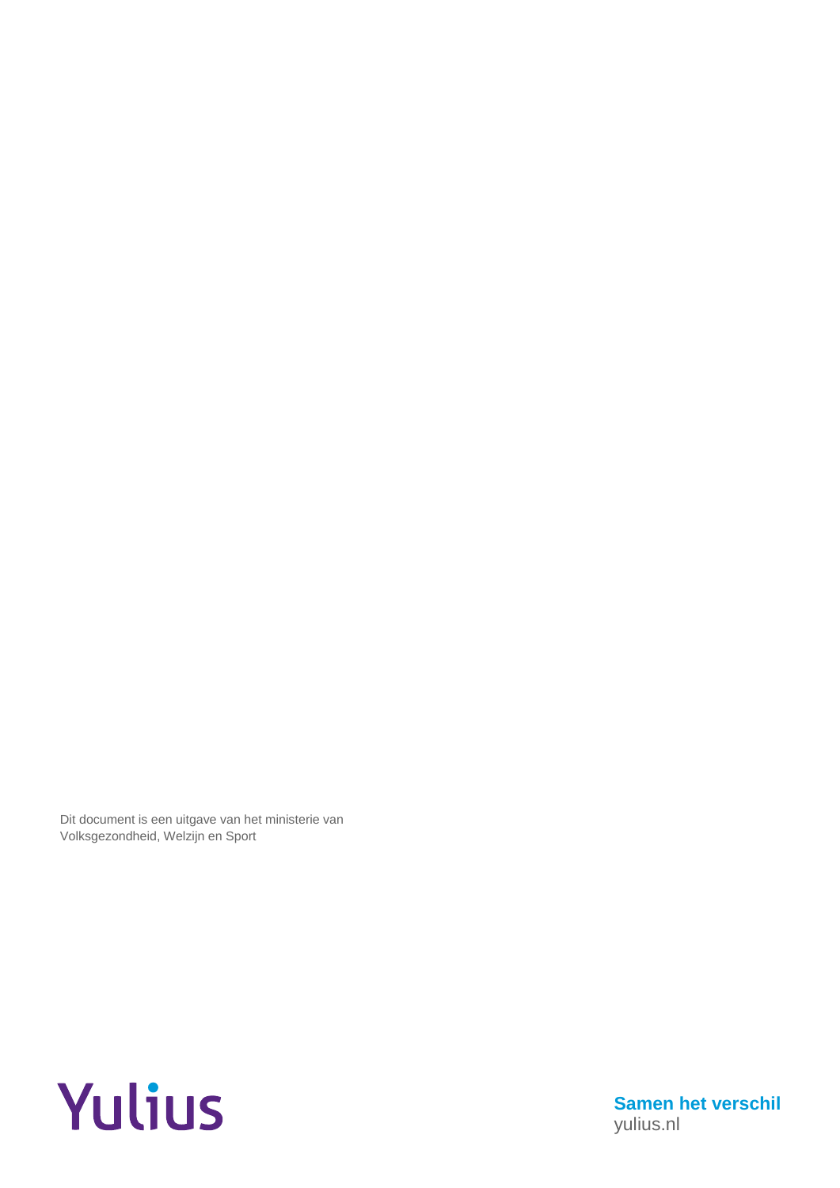Dit document is een uitgave van het ministerie van Volksgezondheid, Welzijn en Sport

Yulius

**Samen het verschil**
yulius.nl